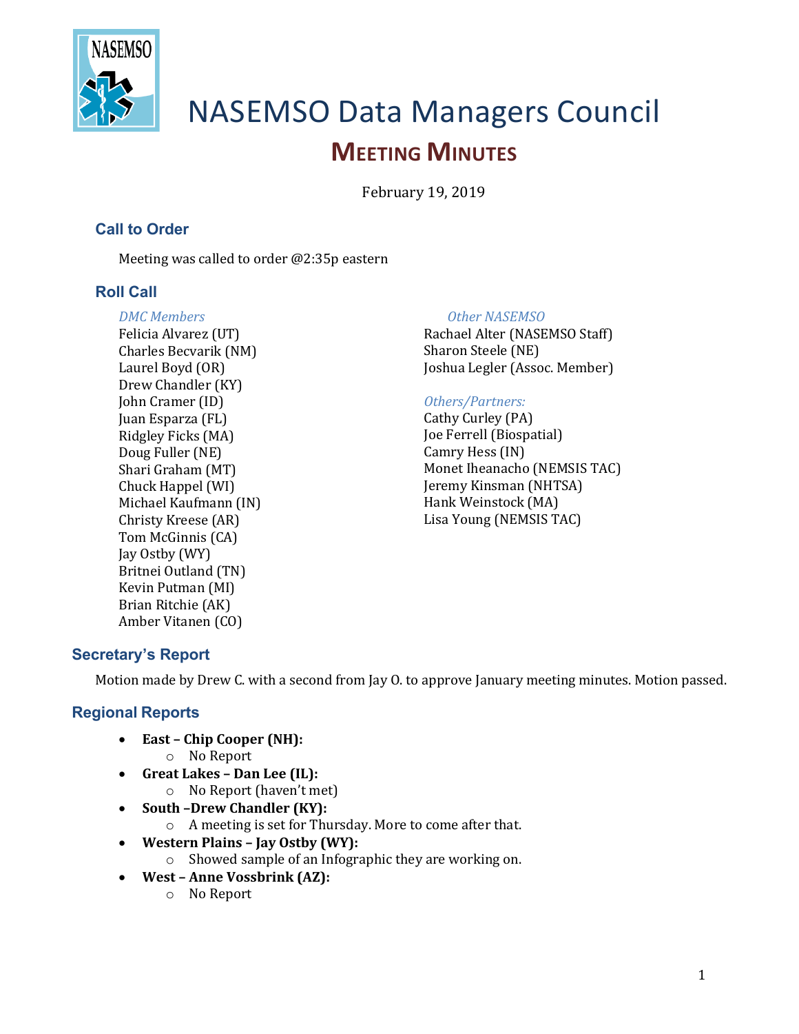# NASEMSO Data Managers Council

## MEETING MINUTES

February 19, 2019

### Call to Order

Meeting was called to order @2:35p eastern

### Roll Call

*DMC Members*
Felicia Alvarez (UT)
Charles Becvarik (NM)
Laurel Boyd (OR)
Drew Chandler (KY)
John Cramer (ID)
Juan Esparza (FL)
Ridgley Ficks (MA)
Doug Fuller (NE)
Shari Graham (MT)
Chuck Happel (WI)
Michael Kaufmann (IN)
Christy Kreese (AR)
Tom McGinnis (CA)
Jay Ostby (WY)
Britnei Outland (TN)
Kevin Putman (MI)
Brian Ritchie (AK)
Amber Vitanen (CO)

*Other NASEMSO*
Rachael Alter (NASEMSO Staff)
Sharon Steele (NE)
Joshua Legler (Assoc. Member)

*Others/Partners:*
Cathy Curley (PA)
Joe Ferrell (Biospatial)
Camry Hess (IN)
Monet Iheanacho (NEMSIS TAC)
Jeremy Kinsman (NHTSA)
Hank Weinstock (MA)
Lisa Young (NEMSIS TAC)

### Secretary's Report

Motion made by Drew C. with a second from Jay O. to approve January meeting minutes. Motion passed.

### Regional Reports

- **East – Chip Cooper (NH):**
  - No Report
- **Great Lakes – Dan Lee (IL):**
  - No Report (haven't met)
- **South –Drew Chandler (KY):**
  - A meeting is set for Thursday. More to come after that.
- **Western Plains – Jay Ostby (WY):**
  - Showed sample of an Infographic they are working on.
- **West – Anne Vossbrink (AZ):**
  - No Report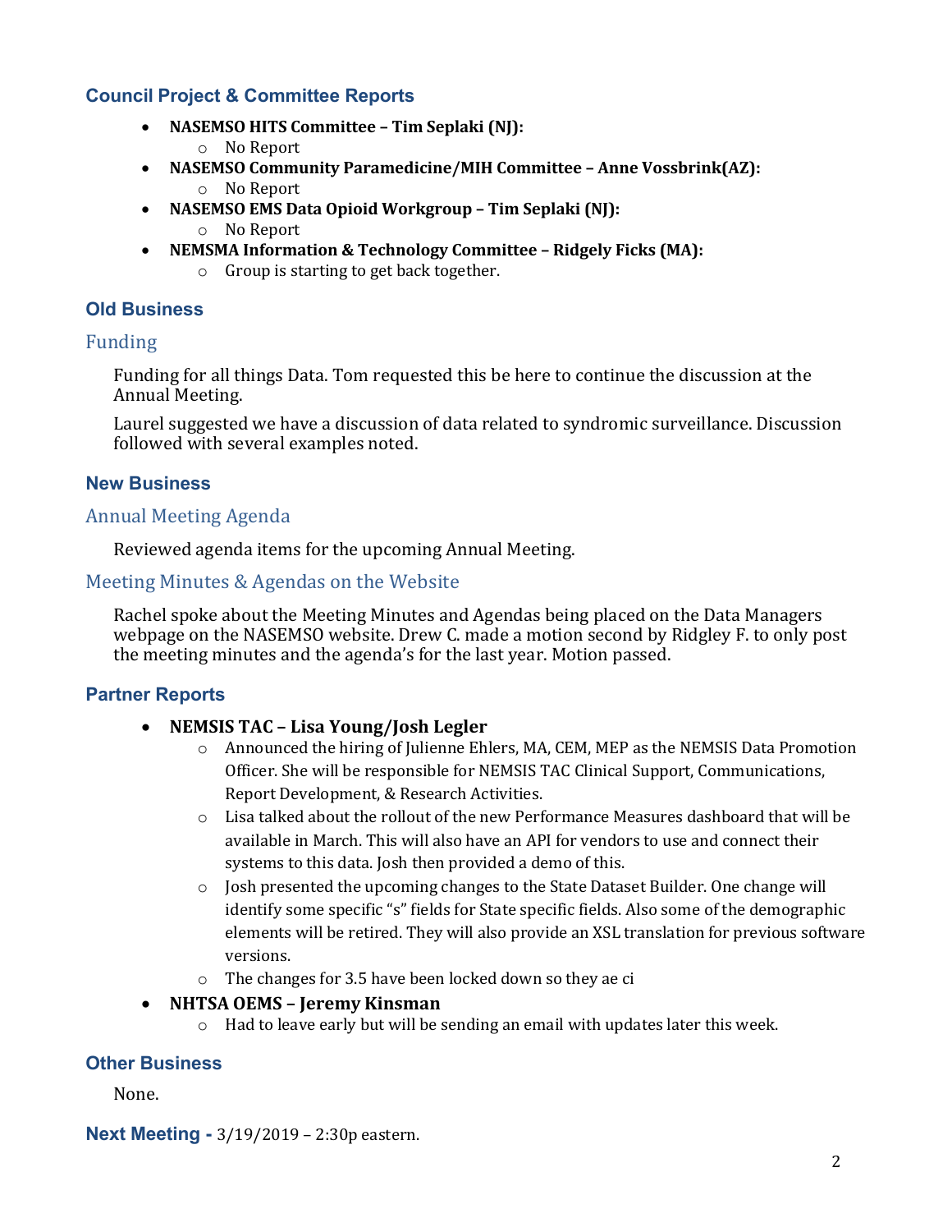## Council Project & Committee Reports

- **NASEMSO HITS Committee – Tim Seplaki (NJ):**
  - No Report
- **NASEMSO Community Paramedicine/MIH Committee – Anne Vossbrink(AZ):**
  - No Report
- **NASEMSO EMS Data Opioid Workgroup – Tim Seplaki (NJ):**
  - No Report
- **NEMSMA Information & Technology Committee – Ridgely Ficks (MA):**
  - Group is starting to get back together.

## Old Business

### Funding

Funding for all things Data. Tom requested this be here to continue the discussion at the Annual Meeting.

Laurel suggested we have a discussion of data related to syndromic surveillance. Discussion followed with several examples noted.

## New Business

### Annual Meeting Agenda

Reviewed agenda items for the upcoming Annual Meeting.

### Meeting Minutes & Agendas on the Website

Rachel spoke about the Meeting Minutes and Agendas being placed on the Data Managers webpage on the NASEMSO website. Drew C. made a motion second by Ridgley F. to only post the meeting minutes and the agenda's for the last year. Motion passed.

## Partner Reports

- **NEMSIS TAC – Lisa Young/Josh Legler**
  - Announced the hiring of Julienne Ehlers, MA, CEM, MEP as the NEMSIS Data Promotion Officer. She will be responsible for NEMSIS TAC Clinical Support, Communications, Report Development, & Research Activities.
  - Lisa talked about the rollout of the new Performance Measures dashboard that will be available in March. This will also have an API for vendors to use and connect their systems to this data. Josh then provided a demo of this.
  - Josh presented the upcoming changes to the State Dataset Builder. One change will identify some specific "s" fields for State specific fields. Also some of the demographic elements will be retired. They will also provide an XSL translation for previous software versions.
  - The changes for 3.5 have been locked down so they ae ci
- **NHTSA OEMS – Jeremy Kinsman**
  - Had to leave early but will be sending an email with updates later this week.

## Other Business

None.

**Next Meeting -** 3/19/2019 – 2:30p eastern.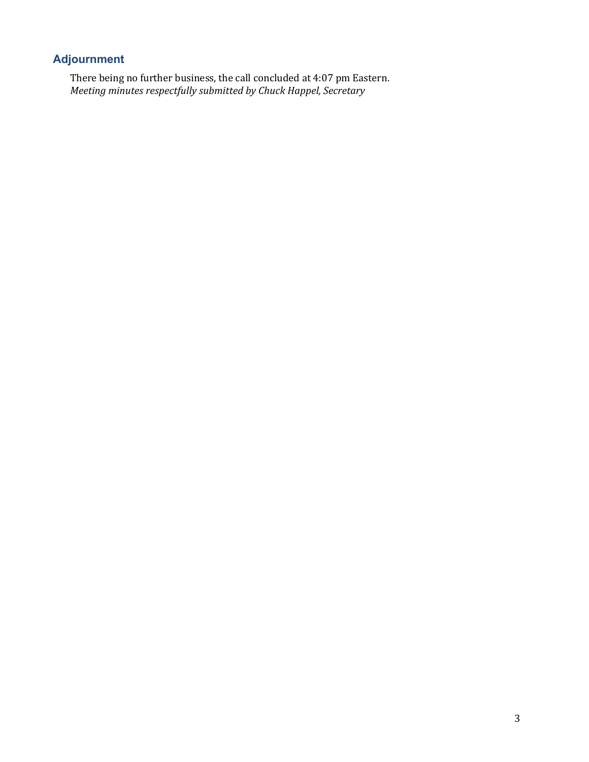## Adjournment

There being no further business, the call concluded at 4:07 pm Eastern.
*Meeting minutes respectfully submitted by Chuck Happel, Secretary*